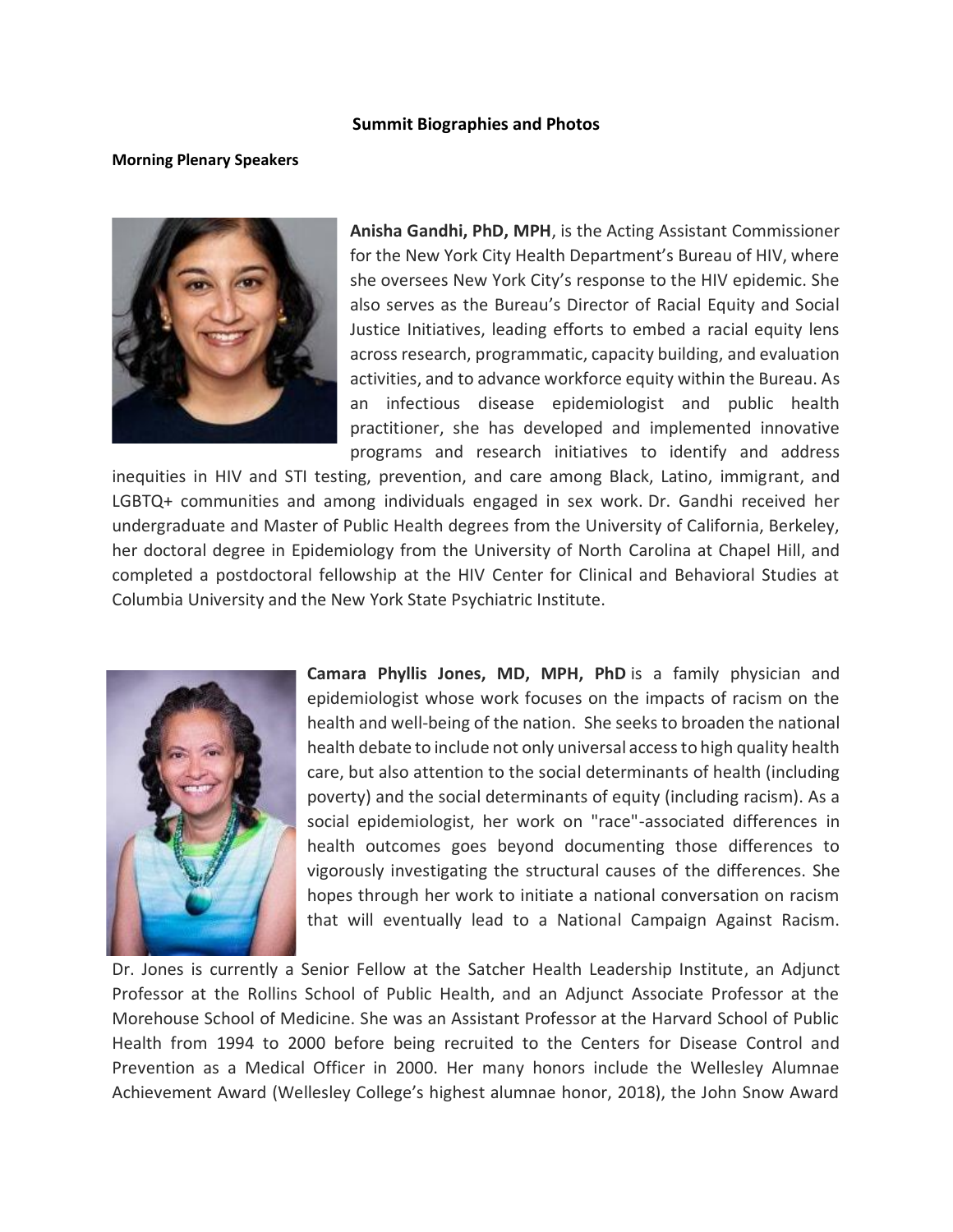## Summit Biographies and Photos

### Morning Plenary Speakers

**Anisha Gandhi, PhD, MPH**, is the Acting Assistant Commissioner for the New York City Health Department's Bureau of HIV, where she oversees New York City's response to the HIV epidemic. She also serves as the Bureau's Director of Racial Equity and Social Justice Initiatives, leading efforts to embed a racial equity lens across research, programmatic, capacity building, and evaluation activities, and to advance workforce equity within the Bureau. As an infectious disease epidemiologist and public health practitioner, she has developed and implemented innovative programs and research initiatives to identify and address inequities in HIV and STI testing, prevention, and care among Black, Latino, immigrant, and LGBTQ+ communities and among individuals engaged in sex work. Dr. Gandhi received her undergraduate and Master of Public Health degrees from the University of California, Berkeley, her doctoral degree in Epidemiology from the University of North Carolina at Chapel Hill, and completed a postdoctoral fellowship at the HIV Center for Clinical and Behavioral Studies at Columbia University and the New York State Psychiatric Institute.

**Camara Phyllis Jones, MD, MPH, PhD** is a family physician and epidemiologist whose work focuses on the impacts of racism on the health and well-being of the nation. She seeks to broaden the national health debate to include not only universal access to high quality health care, but also attention to the social determinants of health (including poverty) and the social determinants of equity (including racism). As a social epidemiologist, her work on "race"-associated differences in health outcomes goes beyond documenting those differences to vigorously investigating the structural causes of the differences. She hopes through her work to initiate a national conversation on racism that will eventually lead to a National Campaign Against Racism.

Dr. Jones is currently a Senior Fellow at the Satcher Health Leadership Institute, an Adjunct Professor at the Rollins School of Public Health, and an Adjunct Associate Professor at the Morehouse School of Medicine. She was an Assistant Professor at the Harvard School of Public Health from 1994 to 2000 before being recruited to the Centers for Disease Control and Prevention as a Medical Officer in 2000. Her many honors include the Wellesley Alumnae Achievement Award (Wellesley College's highest alumnae honor, 2018), the John Snow Award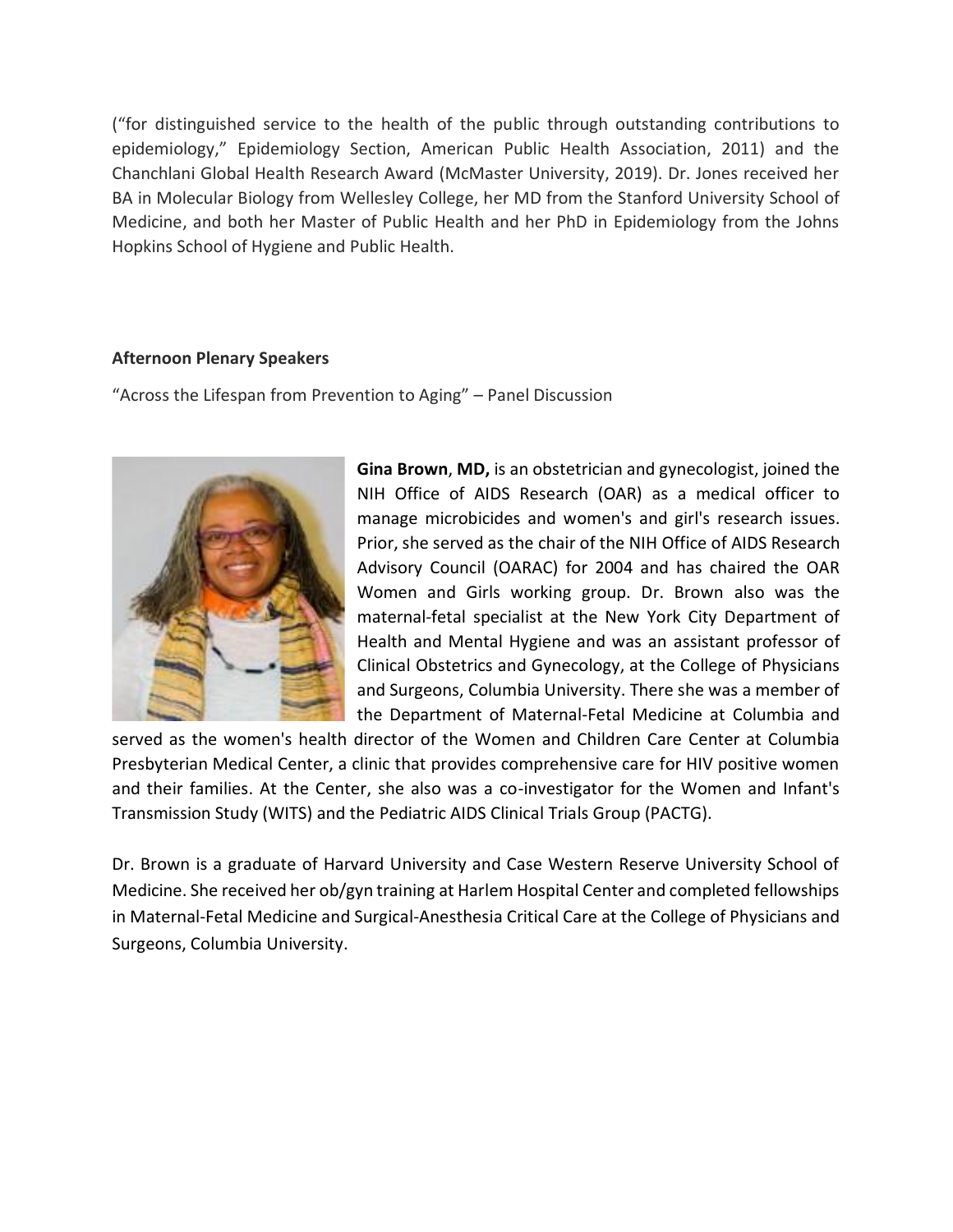("for distinguished service to the health of the public through outstanding contributions to epidemiology," Epidemiology Section, American Public Health Association, 2011) and the Chanchlani Global Health Research Award (McMaster University, 2019). Dr. Jones received her BA in Molecular Biology from Wellesley College, her MD from the Stanford University School of Medicine, and both her Master of Public Health and her PhD in Epidemiology from the Johns Hopkins School of Hygiene and Public Health.

**Afternoon Plenary Speakers**

"Across the Lifespan from Prevention to Aging" – Panel Discussion

**Gina Brown**, **MD,** is an obstetrician and gynecologist, joined the NIH Office of AIDS Research (OAR) as a medical officer to manage microbicides and women's and girl's research issues. Prior, she served as the chair of the NIH Office of AIDS Research Advisory Council (OARAC) for 2004 and has chaired the OAR Women and Girls working group. Dr. Brown also was the maternal-fetal specialist at the New York City Department of Health and Mental Hygiene and was an assistant professor of Clinical Obstetrics and Gynecology, at the College of Physicians and Surgeons, Columbia University. There she was a member of the Department of Maternal-Fetal Medicine at Columbia and served as the women's health director of the Women and Children Care Center at Columbia Presbyterian Medical Center, a clinic that provides comprehensive care for HIV positive women and their families. At the Center, she also was a co-investigator for the Women and Infant's Transmission Study (WITS) and the Pediatric AIDS Clinical Trials Group (PACTG).

Dr. Brown is a graduate of Harvard University and Case Western Reserve University School of Medicine. She received her ob/gyn training at Harlem Hospital Center and completed fellowships in Maternal-Fetal Medicine and Surgical-Anesthesia Critical Care at the College of Physicians and Surgeons, Columbia University.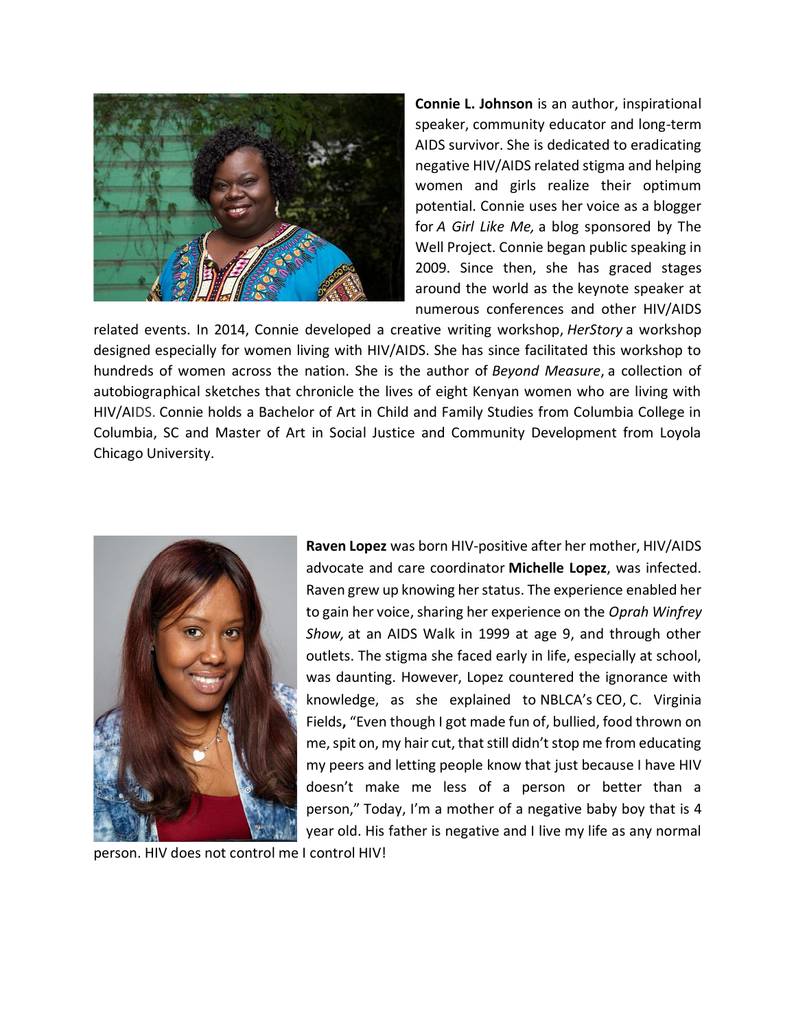**Connie L. Johnson** is an author, inspirational speaker, community educator and long-term AIDS survivor. She is dedicated to eradicating negative HIV/AIDS related stigma and helping women and girls realize their optimum potential. Connie uses her voice as a blogger for *A Girl Like Me,* a blog sponsored by The Well Project. Connie began public speaking in 2009. Since then, she has graced stages around the world as the keynote speaker at numerous conferences and other HIV/AIDS related events. In 2014, Connie developed a creative writing workshop, *HerStory* a workshop designed especially for women living with HIV/AIDS. She has since facilitated this workshop to hundreds of women across the nation. She is the author of *Beyond Measure*, a collection of autobiographical sketches that chronicle the lives of eight Kenyan women who are living with HIV/AIDS. Connie holds a Bachelor of Art in Child and Family Studies from Columbia College in Columbia, SC and Master of Art in Social Justice and Community Development from Loyola Chicago University.

**Raven Lopez** was born HIV-positive after her mother, HIV/AIDS advocate and care coordinator **Michelle Lopez**, was infected. Raven grew up knowing her status. The experience enabled her to gain her voice, sharing her experience on the *Oprah Winfrey Show,* at an AIDS Walk in 1999 at age 9, and through other outlets. The stigma she faced early in life, especially at school, was daunting. However, Lopez countered the ignorance with knowledge, as she explained to NBLCA's CEO, C. Virginia Fields**,** "Even though I got made fun of, bullied, food thrown on me, spit on, my hair cut, that still didn't stop me from educating my peers and letting people know that just because I have HIV doesn't make me less of a person or better than a person," Today, I'm a mother of a negative baby boy that is 4 year old. His father is negative and I live my life as any normal person. HIV does not control me I control HIV!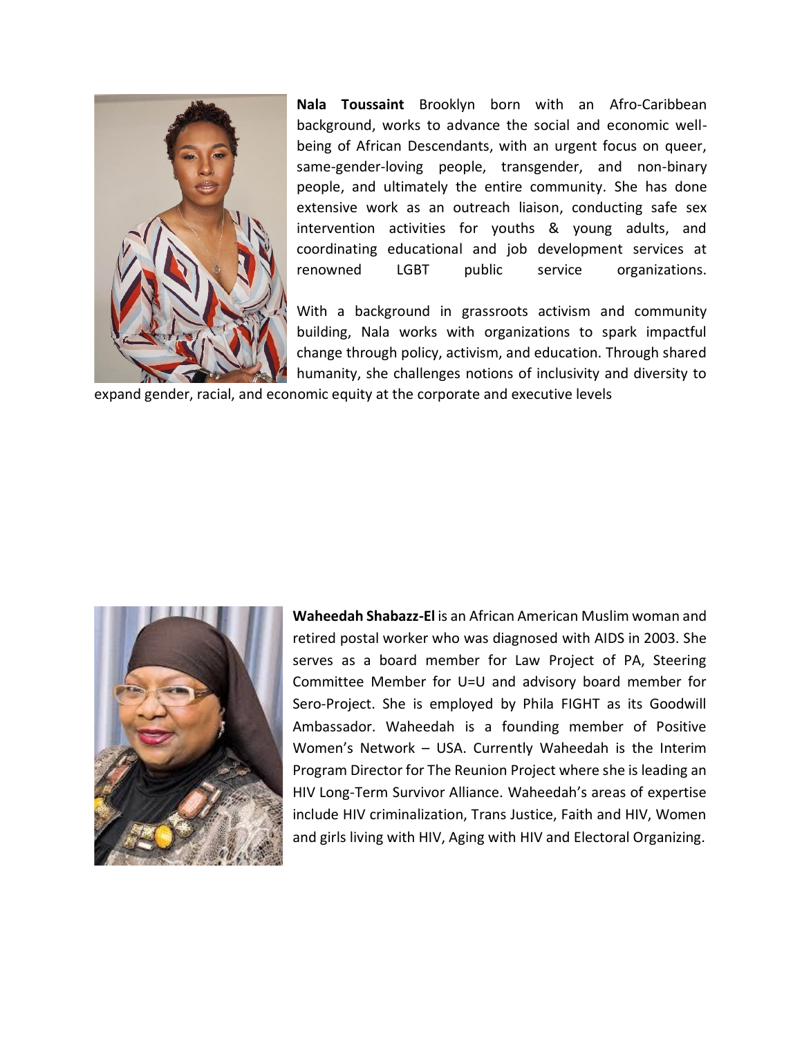**Nala Toussaint** Brooklyn born with an Afro-Caribbean background, works to advance the social and economic well-being of African Descendants, with an urgent focus on queer, same-gender-loving people, transgender, and non-binary people, and ultimately the entire community. She has done extensive work as an outreach liaison, conducting safe sex intervention activities for youths & young adults, and coordinating educational and job development services at renowned LGBT public service organizations.

With a background in grassroots activism and community building, Nala works with organizations to spark impactful change through policy, activism, and education. Through shared humanity, she challenges notions of inclusivity and diversity to expand gender, racial, and economic equity at the corporate and executive levels

**Waheedah Shabazz-El** is an African American Muslim woman and retired postal worker who was diagnosed with AIDS in 2003. She serves as a board member for Law Project of PA, Steering Committee Member for U=U and advisory board member for Sero-Project. She is employed by Phila FIGHT as its Goodwill Ambassador. Waheedah is a founding member of Positive Women's Network – USA. Currently Waheedah is the Interim Program Director for The Reunion Project where she is leading an HIV Long-Term Survivor Alliance. Waheedah's areas of expertise include HIV criminalization, Trans Justice, Faith and HIV, Women and girls living with HIV, Aging with HIV and Electoral Organizing.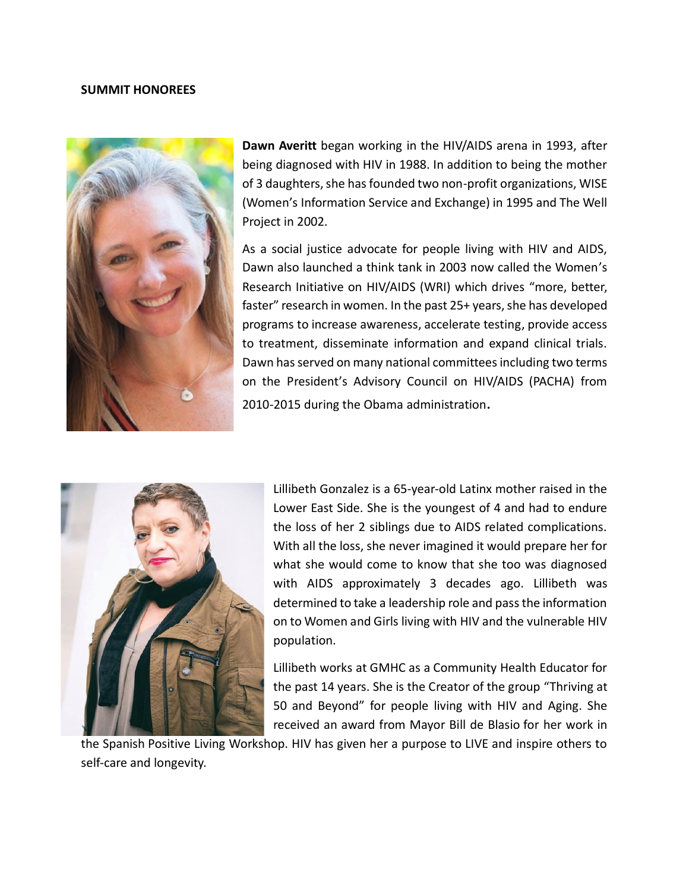**SUMMIT HONOREES**

**Dawn Averitt** began working in the HIV/AIDS arena in 1993, after being diagnosed with HIV in 1988. In addition to being the mother of 3 daughters, she has founded two non-profit organizations, WISE (Women's Information Service and Exchange) in 1995 and The Well Project in 2002.

As a social justice advocate for people living with HIV and AIDS, Dawn also launched a think tank in 2003 now called the Women's Research Initiative on HIV/AIDS (WRI) which drives "more, better, faster" research in women. In the past 25+ years, she has developed programs to increase awareness, accelerate testing, provide access to treatment, disseminate information and expand clinical trials. Dawn has served on many national committees including two terms on the President's Advisory Council on HIV/AIDS (PACHA) from 2010-2015 during the Obama administration.

Lillibeth Gonzalez is a 65-year-old Latinx mother raised in the Lower East Side. She is the youngest of 4 and had to endure the loss of her 2 siblings due to AIDS related complications. With all the loss, she never imagined it would prepare her for what she would come to know that she too was diagnosed with AIDS approximately 3 decades ago. Lillibeth was determined to take a leadership role and pass the information on to Women and Girls living with HIV and the vulnerable HIV population.

Lillibeth works at GMHC as a Community Health Educator for the past 14 years. She is the Creator of the group "Thriving at 50 and Beyond" for people living with HIV and Aging. She received an award from Mayor Bill de Blasio for her work in the Spanish Positive Living Workshop. HIV has given her a purpose to LIVE and inspire others to self-care and longevity.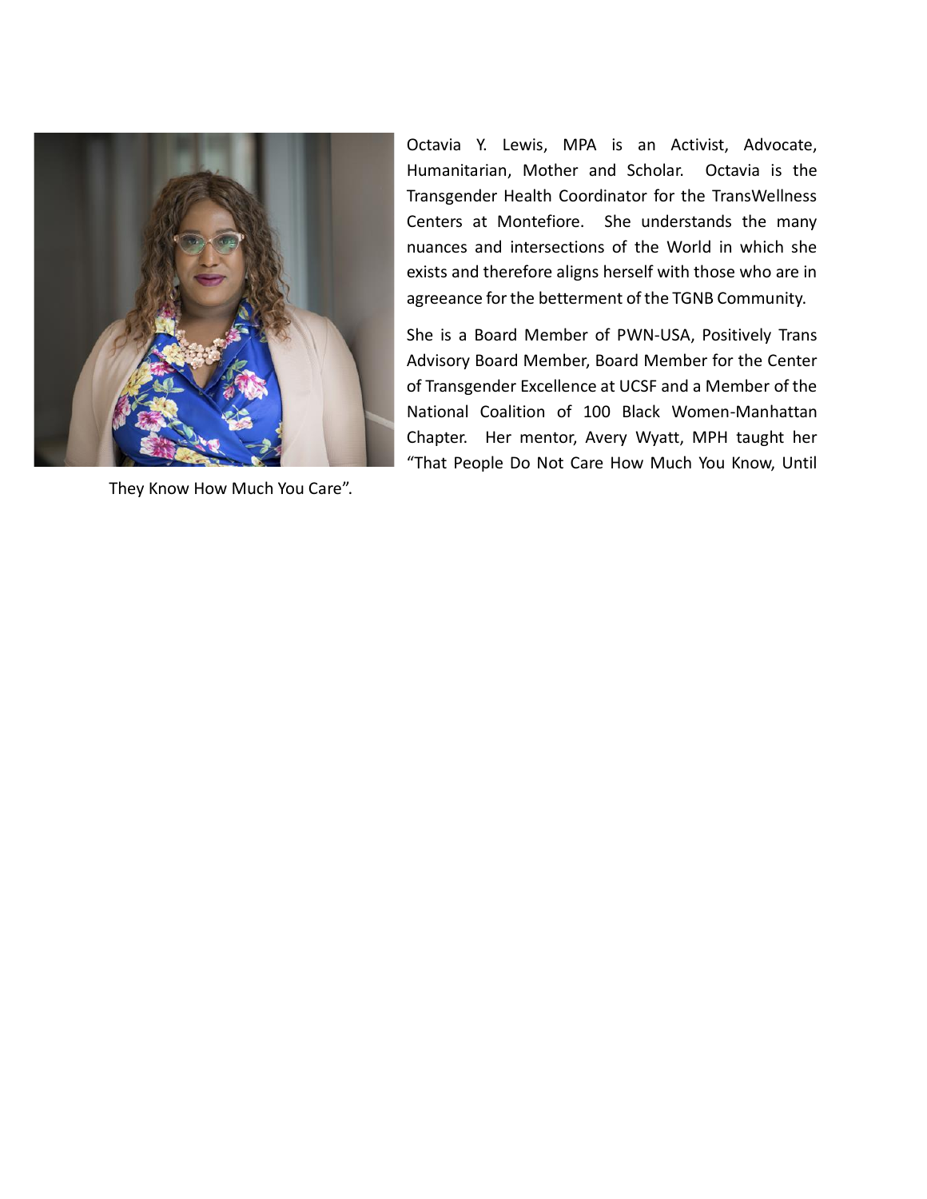Octavia Y. Lewis, MPA is an Activist, Advocate, Humanitarian, Mother and Scholar. Octavia is the Transgender Health Coordinator for the TransWellness Centers at Montefiore. She understands the many nuances and intersections of the World in which she exists and therefore aligns herself with those who are in agreeance for the betterment of the TGNB Community.

She is a Board Member of PWN-USA, Positively Trans Advisory Board Member, Board Member for the Center of Transgender Excellence at UCSF and a Member of the National Coalition of 100 Black Women-Manhattan Chapter. Her mentor, Avery Wyatt, MPH taught her "That People Do Not Care How Much You Know, Until They Know How Much You Care".